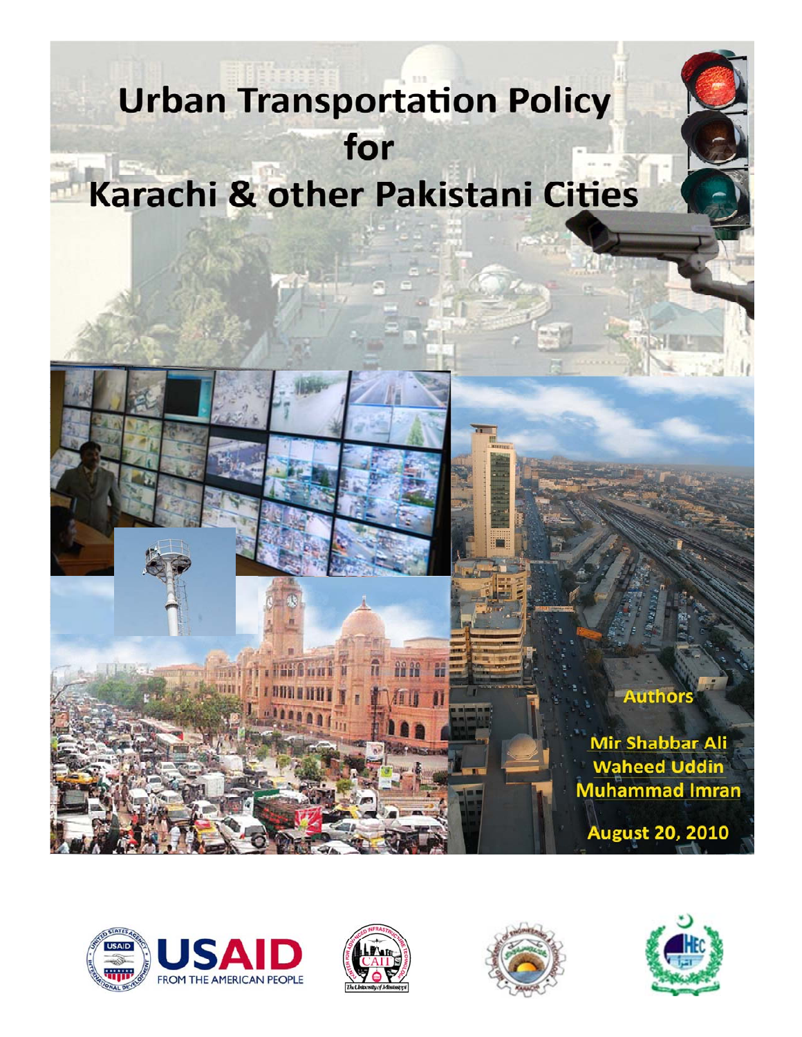# Urban Transportation Policy for Karachi & other Pakistani Cities

**Authors**

**Mir Shabbar Ali**
**Waheed Uddin**
**Muhammad Imran**

**August 20, 2010**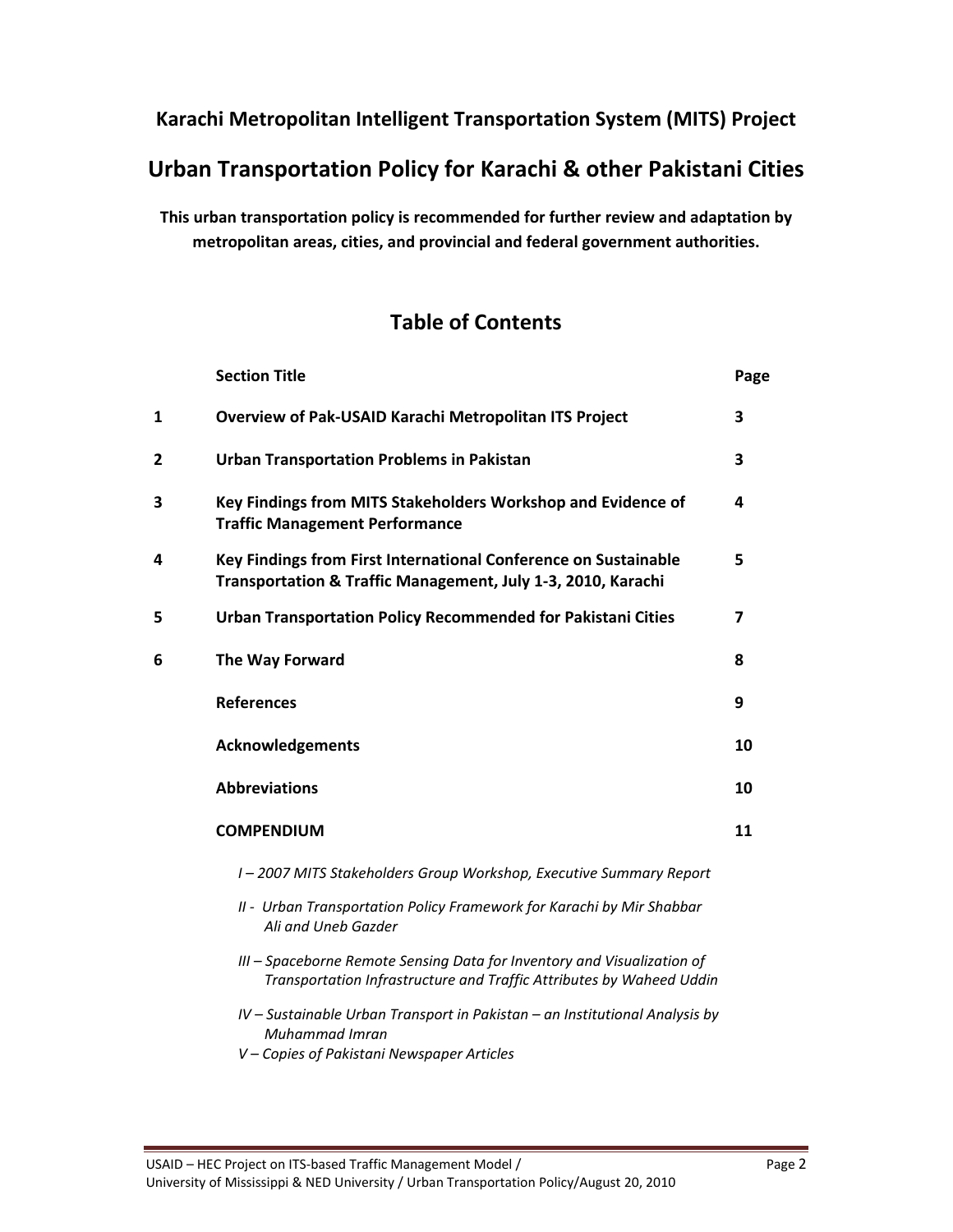**Karachi Metropolitan Intelligent Transportation System (MITS) Project**

# Urban Transportation Policy for Karachi & other Pakistani Cities

**This urban transportation policy is recommended for further review and adaptation by metropolitan areas, cities, and provincial and federal government authorities.**

## Table of Contents

| | Section Title | Page |
|---|---|---|
| 1 | Overview of Pak-USAID Karachi Metropolitan ITS Project | 3 |
| 2 | Urban Transportation Problems in Pakistan | 3 |
| 3 | Key Findings from MITS Stakeholders Workshop and Evidence of Traffic Management Performance | 4 |
| 4 | Key Findings from First International Conference on Sustainable Transportation & Traffic Management, July 1-3, 2010, Karachi | 5 |
| 5 | Urban Transportation Policy Recommended for Pakistani Cities | 7 |
| 6 | The Way Forward | 8 |
| | References | 9 |
| | Acknowledgements | 10 |
| | Abbreviations | 10 |
| | COMPENDIUM | 11 |

*I – 2007 MITS Stakeholders Group Workshop, Executive Summary Report*

*II - Urban Transportation Policy Framework for Karachi by Mir Shabbar Ali and Uneb Gazder*

*III – Spaceborne Remote Sensing Data for Inventory and Visualization of Transportation Infrastructure and Traffic Attributes by Waheed Uddin*

*IV – Sustainable Urban Transport in Pakistan – an Institutional Analysis by Muhammad Imran*

*V – Copies of Pakistani Newspaper Articles*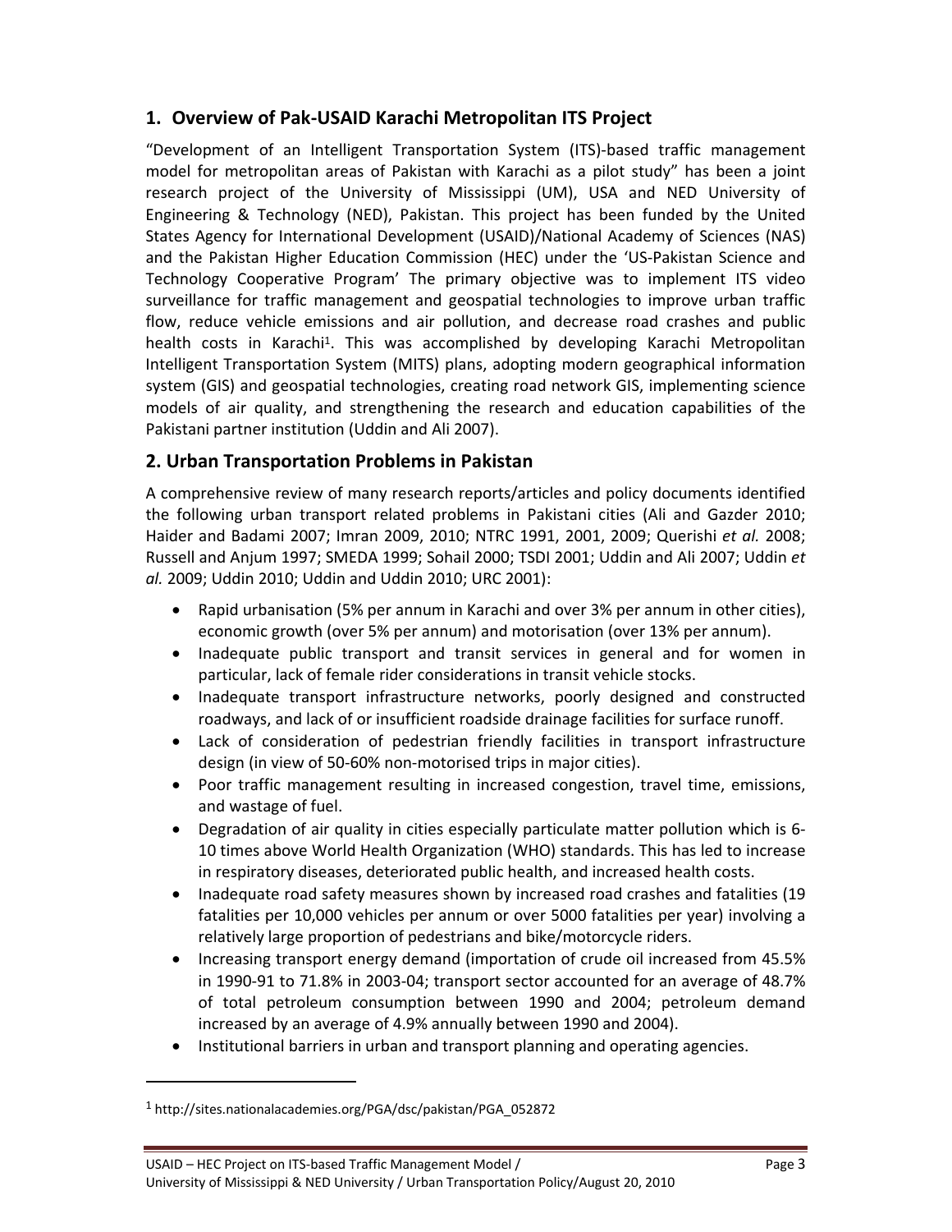## 1. Overview of Pak-USAID Karachi Metropolitan ITS Project

"Development of an Intelligent Transportation System (ITS)-based traffic management model for metropolitan areas of Pakistan with Karachi as a pilot study" has been a joint research project of the University of Mississippi (UM), USA and NED University of Engineering & Technology (NED), Pakistan. This project has been funded by the United States Agency for International Development (USAID)/National Academy of Sciences (NAS) and the Pakistan Higher Education Commission (HEC) under the 'US-Pakistan Science and Technology Cooperative Program' The primary objective was to implement ITS video surveillance for traffic management and geospatial technologies to improve urban traffic flow, reduce vehicle emissions and air pollution, and decrease road crashes and public health costs in Karachi[1]. This was accomplished by developing Karachi Metropolitan Intelligent Transportation System (MITS) plans, adopting modern geographical information system (GIS) and geospatial technologies, creating road network GIS, implementing science models of air quality, and strengthening the research and education capabilities of the Pakistani partner institution (Uddin and Ali 2007).

## 2. Urban Transportation Problems in Pakistan

A comprehensive review of many research reports/articles and policy documents identified the following urban transport related problems in Pakistani cities (Ali and Gazder 2010; Haider and Badami 2007; Imran 2009, 2010; NTRC 1991, 2001, 2009; Querishi *et al.* 2008; Russell and Anjum 1997; SMEDA 1999; Sohail 2000; TSDI 2001; Uddin and Ali 2007; Uddin *et al.* 2009; Uddin 2010; Uddin and Uddin 2010; URC 2001):

- Rapid urbanisation (5% per annum in Karachi and over 3% per annum in other cities), economic growth (over 5% per annum) and motorisation (over 13% per annum).
- Inadequate public transport and transit services in general and for women in particular, lack of female rider considerations in transit vehicle stocks.
- Inadequate transport infrastructure networks, poorly designed and constructed roadways, and lack of or insufficient roadside drainage facilities for surface runoff.
- Lack of consideration of pedestrian friendly facilities in transport infrastructure design (in view of 50-60% non-motorised trips in major cities).
- Poor traffic management resulting in increased congestion, travel time, emissions, and wastage of fuel.
- Degradation of air quality in cities especially particulate matter pollution which is 6-10 times above World Health Organization (WHO) standards. This has led to increase in respiratory diseases, deteriorated public health, and increased health costs.
- Inadequate road safety measures shown by increased road crashes and fatalities (19 fatalities per 10,000 vehicles per annum or over 5000 fatalities per year) involving a relatively large proportion of pedestrians and bike/motorcycle riders.
- Increasing transport energy demand (importation of crude oil increased from 45.5% in 1990-91 to 71.8% in 2003-04; transport sector accounted for an average of 48.7% of total petroleum consumption between 1990 and 2004; petroleum demand increased by an average of 4.9% annually between 1990 and 2004).
- Institutional barriers in urban and transport planning and operating agencies.

[1] http://sites.nationalacademies.org/PGA/dsc/pakistan/PGA_052872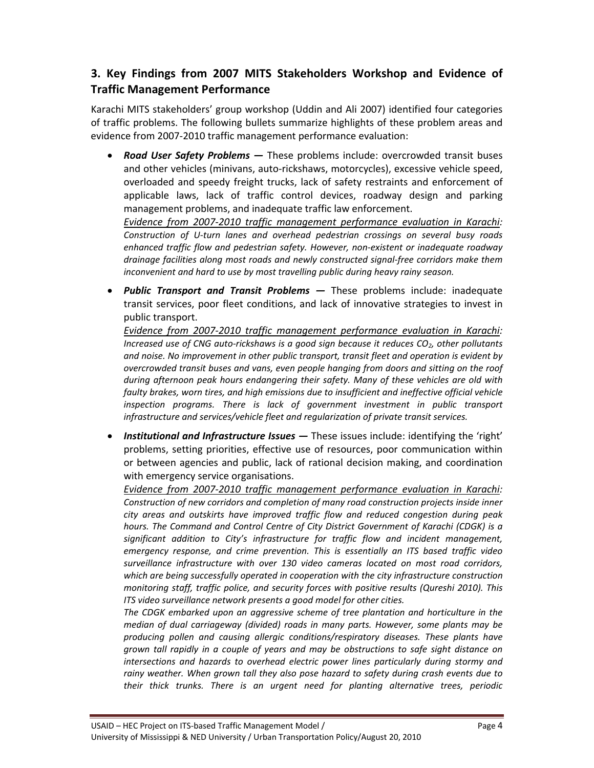## 3. Key Findings from 2007 MITS Stakeholders Workshop and Evidence of Traffic Management Performance

Karachi MITS stakeholders' group workshop (Uddin and Ali 2007) identified four categories of traffic problems. The following bullets summarize highlights of these problem areas and evidence from 2007-2010 traffic management performance evaluation:

- ***Road User Safety Problems —*** These problems include: overcrowded transit buses and other vehicles (minivans, auto-rickshaws, motorcycles), excessive vehicle speed, overloaded and speedy freight trucks, lack of safety restraints and enforcement of applicable laws, lack of traffic control devices, roadway design and parking management problems, and inadequate traffic law enforcement.
  *Evidence from 2007-2010 traffic management performance evaluation in Karachi: Construction of U-turn lanes and overhead pedestrian crossings on several busy roads enhanced traffic flow and pedestrian safety. However, non-existent or inadequate roadway drainage facilities along most roads and newly constructed signal-free corridors make them inconvenient and hard to use by most travelling public during heavy rainy season.*

- ***Public Transport and Transit Problems —*** These problems include: inadequate transit services, poor fleet conditions, and lack of innovative strategies to invest in public transport.
  *Evidence from 2007-2010 traffic management performance evaluation in Karachi: Increased use of CNG auto-rickshaws is a good sign because it reduces $CO_2$, other pollutants and noise. No improvement in other public transport, transit fleet and operation is evident by overcrowded transit buses and vans, even people hanging from doors and sitting on the roof during afternoon peak hours endangering their safety. Many of these vehicles are old with faulty brakes, worn tires, and high emissions due to insufficient and ineffective official vehicle inspection programs. There is lack of government investment in public transport infrastructure and services/vehicle fleet and regularization of private transit services.*

- ***Institutional and Infrastructure Issues —*** These issues include: identifying the 'right' problems, setting priorities, effective use of resources, poor communication within or between agencies and public, lack of rational decision making, and coordination with emergency service organisations.
  *Evidence from 2007-2010 traffic management performance evaluation in Karachi: Construction of new corridors and completion of many road construction projects inside inner city areas and outskirts have improved traffic flow and reduced congestion during peak hours. The Command and Control Centre of City District Government of Karachi (CDGK) is a significant addition to City's infrastructure for traffic flow and incident management, emergency response, and crime prevention. This is essentially an ITS based traffic video surveillance infrastructure with over 130 video cameras located on most road corridors, which are being successfully operated in cooperation with the city infrastructure construction monitoring staff, traffic police, and security forces with positive results (Qureshi 2010). This ITS video surveillance network presents a good model for other cities.*
  *The CDGK embarked upon an aggressive scheme of tree plantation and horticulture in the median of dual carriageway (divided) roads in many parts. However, some plants may be producing pollen and causing allergic conditions/respiratory diseases. These plants have grown tall rapidly in a couple of years and may be obstructions to safe sight distance on intersections and hazards to overhead electric power lines particularly during stormy and rainy weather. When grown tall they also pose hazard to safety during crash events due to their thick trunks. There is an urgent need for planting alternative trees, periodic*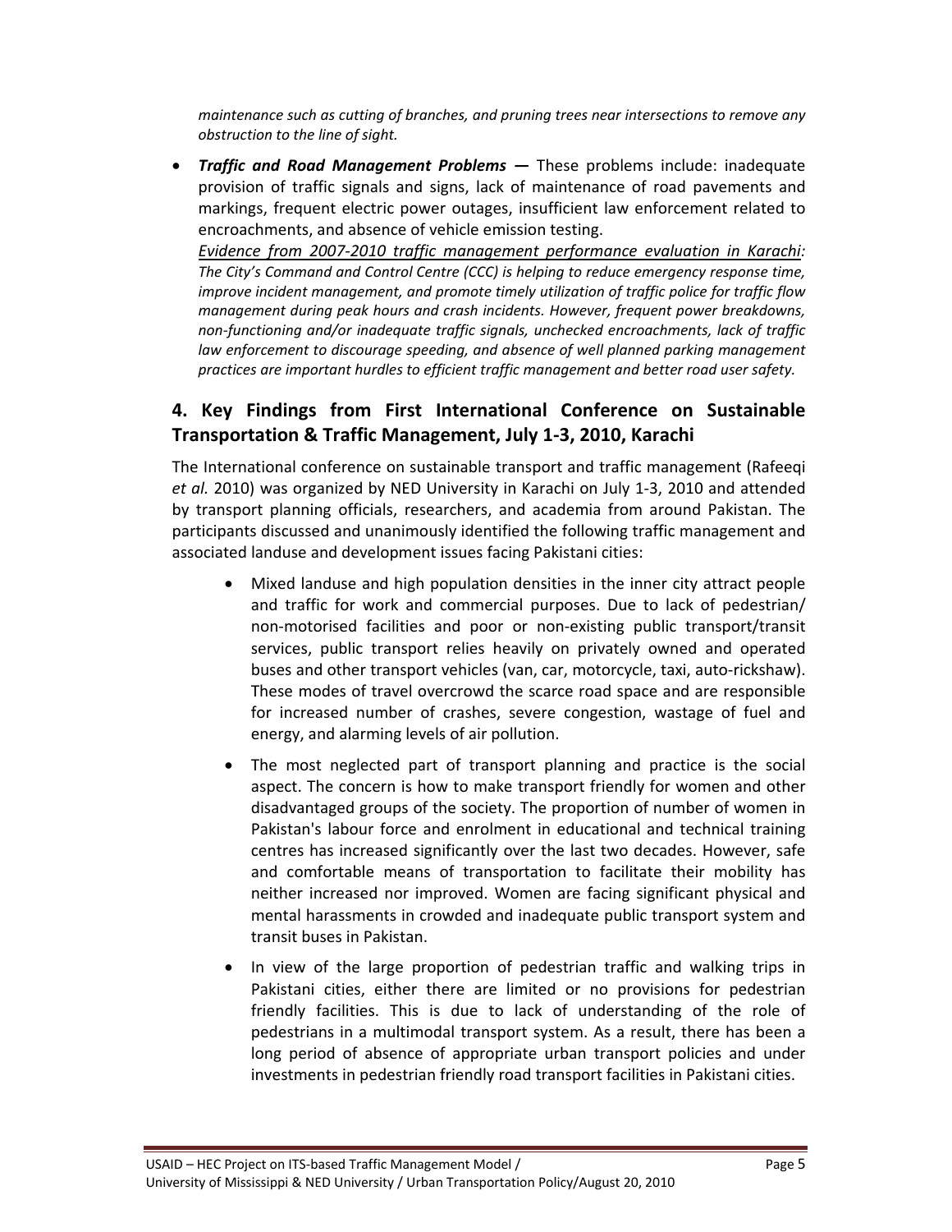*maintenance such as cutting of branches, and pruning trees near intersections to remove any obstruction to the line of sight.*

- ***Traffic and Road Management Problems —*** These problems include: inadequate provision of traffic signals and signs, lack of maintenance of road pavements and markings, frequent electric power outages, insufficient law enforcement related to encroachments, and absence of vehicle emission testing.
  <u>*Evidence from 2007-2010 traffic management performance evaluation in Karachi*</u>*: The City's Command and Control Centre (CCC) is helping to reduce emergency response time, improve incident management, and promote timely utilization of traffic police for traffic flow management during peak hours and crash incidents. However, frequent power breakdowns, non-functioning and/or inadequate traffic signals, unchecked encroachments, lack of traffic law enforcement to discourage speeding, and absence of well planned parking management practices are important hurdles to efficient traffic management and better road user safety.*

## 4. Key Findings from First International Conference on Sustainable Transportation & Traffic Management, July 1-3, 2010, Karachi

The International conference on sustainable transport and traffic management (Rafeeqi *et al.* 2010) was organized by NED University in Karachi on July 1-3, 2010 and attended by transport planning officials, researchers, and academia from around Pakistan. The participants discussed and unanimously identified the following traffic management and associated landuse and development issues facing Pakistani cities:

- Mixed landuse and high population densities in the inner city attract people and traffic for work and commercial purposes. Due to lack of pedestrian/ non-motorised facilities and poor or non-existing public transport/transit services, public transport relies heavily on privately owned and operated buses and other transport vehicles (van, car, motorcycle, taxi, auto-rickshaw). These modes of travel overcrowd the scarce road space and are responsible for increased number of crashes, severe congestion, wastage of fuel and energy, and alarming levels of air pollution.
- The most neglected part of transport planning and practice is the social aspect. The concern is how to make transport friendly for women and other disadvantaged groups of the society. The proportion of number of women in Pakistan's labour force and enrolment in educational and technical training centres has increased significantly over the last two decades. However, safe and comfortable means of transportation to facilitate their mobility has neither increased nor improved. Women are facing significant physical and mental harassments in crowded and inadequate public transport system and transit buses in Pakistan.
- In view of the large proportion of pedestrian traffic and walking trips in Pakistani cities, either there are limited or no provisions for pedestrian friendly facilities. This is due to lack of understanding of the role of pedestrians in a multimodal transport system. As a result, there has been a long period of absence of appropriate urban transport policies and under investments in pedestrian friendly road transport facilities in Pakistani cities.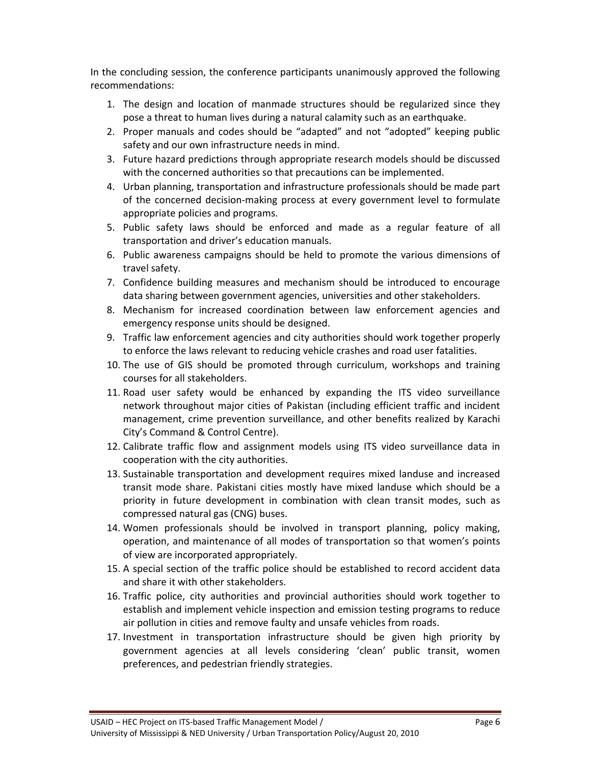In the concluding session, the conference participants unanimously approved the following recommendations:

1. The design and location of manmade structures should be regularized since they pose a threat to human lives during a natural calamity such as an earthquake.
2. Proper manuals and codes should be "adapted" and not "adopted" keeping public safety and our own infrastructure needs in mind.
3. Future hazard predictions through appropriate research models should be discussed with the concerned authorities so that precautions can be implemented.
4. Urban planning, transportation and infrastructure professionals should be made part of the concerned decision-making process at every government level to formulate appropriate policies and programs.
5. Public safety laws should be enforced and made as a regular feature of all transportation and driver's education manuals.
6. Public awareness campaigns should be held to promote the various dimensions of travel safety.
7. Confidence building measures and mechanism should be introduced to encourage data sharing between government agencies, universities and other stakeholders.
8. Mechanism for increased coordination between law enforcement agencies and emergency response units should be designed.
9. Traffic law enforcement agencies and city authorities should work together properly to enforce the laws relevant to reducing vehicle crashes and road user fatalities.
10. The use of GIS should be promoted through curriculum, workshops and training courses for all stakeholders.
11. Road user safety would be enhanced by expanding the ITS video surveillance network throughout major cities of Pakistan (including efficient traffic and incident management, crime prevention surveillance, and other benefits realized by Karachi City's Command & Control Centre).
12. Calibrate traffic flow and assignment models using ITS video surveillance data in cooperation with the city authorities.
13. Sustainable transportation and development requires mixed landuse and increased transit mode share. Pakistani cities mostly have mixed landuse which should be a priority in future development in combination with clean transit modes, such as compressed natural gas (CNG) buses.
14. Women professionals should be involved in transport planning, policy making, operation, and maintenance of all modes of transportation so that women's points of view are incorporated appropriately.
15. A special section of the traffic police should be established to record accident data and share it with other stakeholders.
16. Traffic police, city authorities and provincial authorities should work together to establish and implement vehicle inspection and emission testing programs to reduce air pollution in cities and remove faulty and unsafe vehicles from roads.
17. Investment in transportation infrastructure should be given high priority by government agencies at all levels considering 'clean' public transit, women preferences, and pedestrian friendly strategies.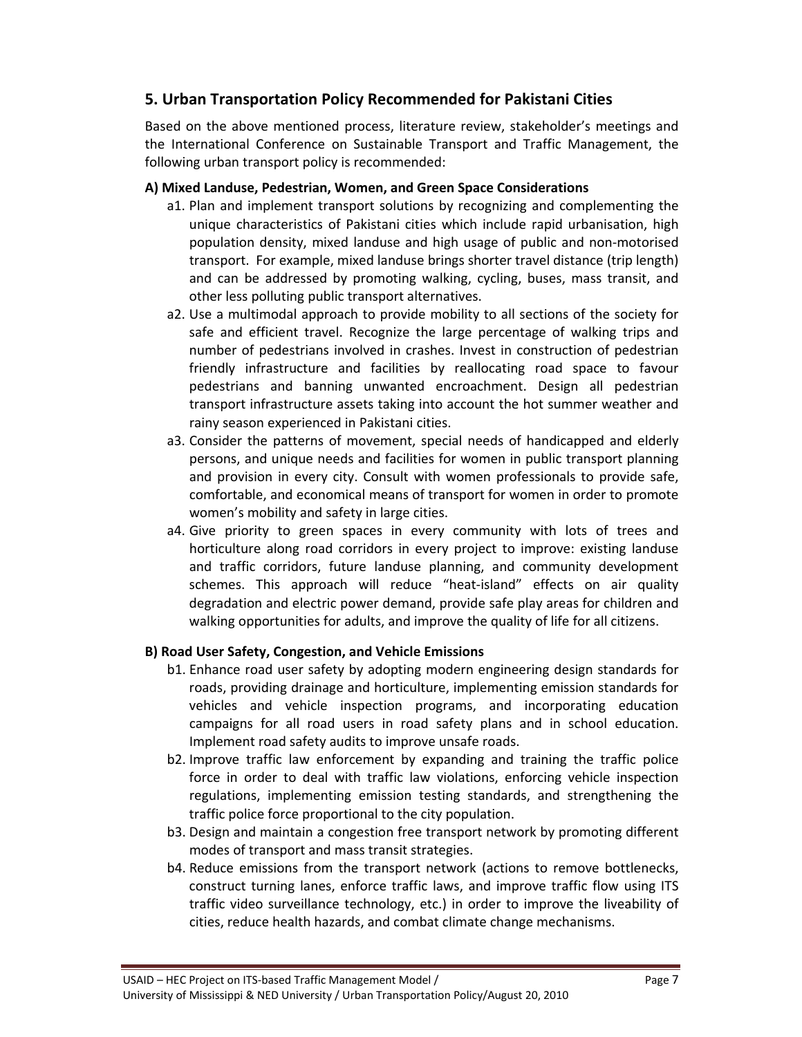## 5. Urban Transportation Policy Recommended for Pakistani Cities

Based on the above mentioned process, literature review, stakeholder's meetings and the International Conference on Sustainable Transport and Traffic Management, the following urban transport policy is recommended:

### A) Mixed Landuse, Pedestrian, Women, and Green Space Considerations

- a1. Plan and implement transport solutions by recognizing and complementing the unique characteristics of Pakistani cities which include rapid urbanisation, high population density, mixed landuse and high usage of public and non-motorised transport. For example, mixed landuse brings shorter travel distance (trip length) and can be addressed by promoting walking, cycling, buses, mass transit, and other less polluting public transport alternatives.
- a2. Use a multimodal approach to provide mobility to all sections of the society for safe and efficient travel. Recognize the large percentage of walking trips and number of pedestrians involved in crashes. Invest in construction of pedestrian friendly infrastructure and facilities by reallocating road space to favour pedestrians and banning unwanted encroachment. Design all pedestrian transport infrastructure assets taking into account the hot summer weather and rainy season experienced in Pakistani cities.
- a3. Consider the patterns of movement, special needs of handicapped and elderly persons, and unique needs and facilities for women in public transport planning and provision in every city. Consult with women professionals to provide safe, comfortable, and economical means of transport for women in order to promote women's mobility and safety in large cities.
- a4. Give priority to green spaces in every community with lots of trees and horticulture along road corridors in every project to improve: existing landuse and traffic corridors, future landuse planning, and community development schemes. This approach will reduce "heat-island" effects on air quality degradation and electric power demand, provide safe play areas for children and walking opportunities for adults, and improve the quality of life for all citizens.

### B) Road User Safety, Congestion, and Vehicle Emissions

- b1. Enhance road user safety by adopting modern engineering design standards for roads, providing drainage and horticulture, implementing emission standards for vehicles and vehicle inspection programs, and incorporating education campaigns for all road users in road safety plans and in school education. Implement road safety audits to improve unsafe roads.
- b2. Improve traffic law enforcement by expanding and training the traffic police force in order to deal with traffic law violations, enforcing vehicle inspection regulations, implementing emission testing standards, and strengthening the traffic police force proportional to the city population.
- b3. Design and maintain a congestion free transport network by promoting different modes of transport and mass transit strategies.
- b4. Reduce emissions from the transport network (actions to remove bottlenecks, construct turning lanes, enforce traffic laws, and improve traffic flow using ITS traffic video surveillance technology, etc.) in order to improve the liveability of cities, reduce health hazards, and combat climate change mechanisms.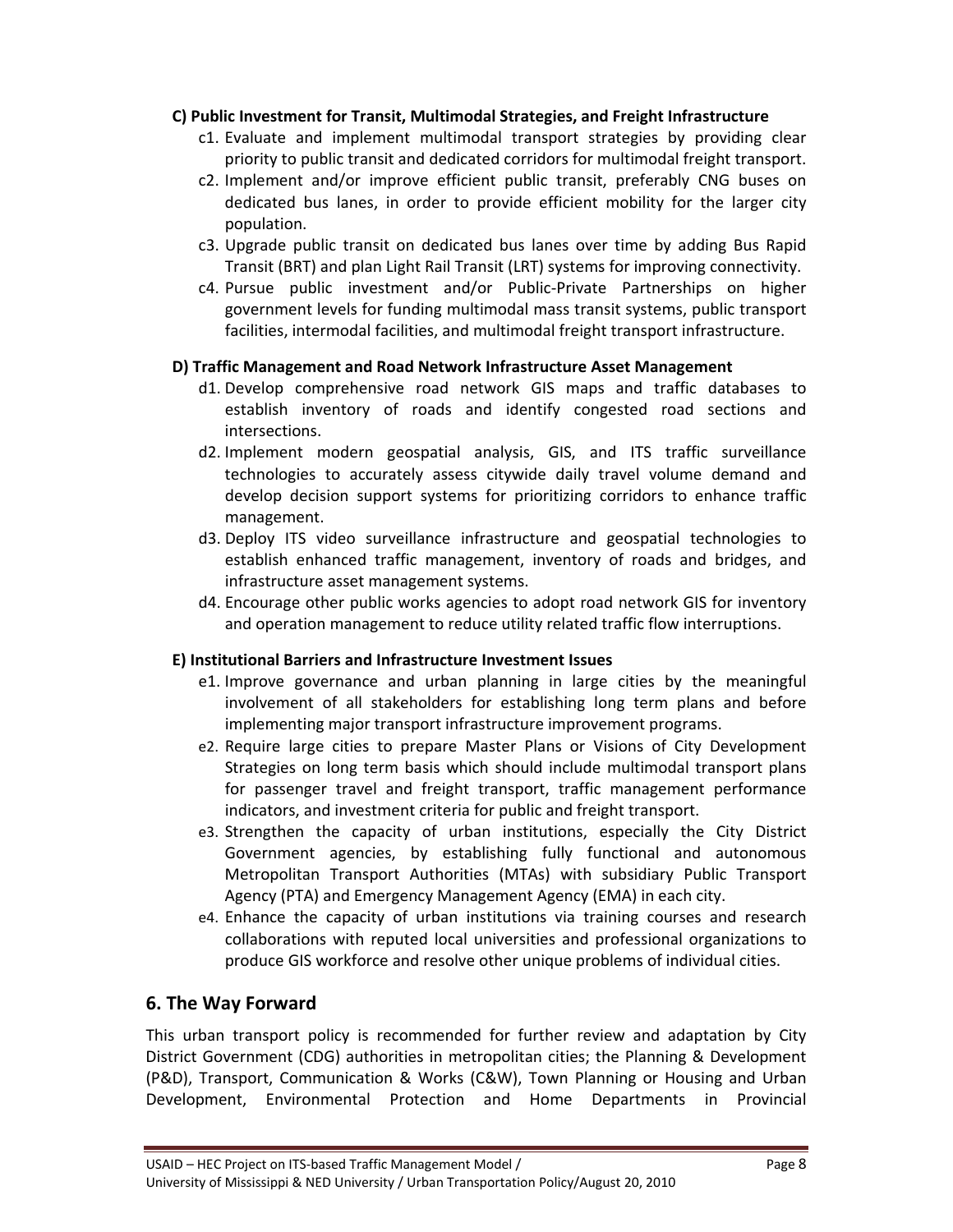**C) Public Investment for Transit, Multimodal Strategies, and Freight Infrastructure**

- c1. Evaluate and implement multimodal transport strategies by providing clear priority to public transit and dedicated corridors for multimodal freight transport.
- c2. Implement and/or improve efficient public transit, preferably CNG buses on dedicated bus lanes, in order to provide efficient mobility for the larger city population.
- c3. Upgrade public transit on dedicated bus lanes over time by adding Bus Rapid Transit (BRT) and plan Light Rail Transit (LRT) systems for improving connectivity.
- c4. Pursue public investment and/or Public-Private Partnerships on higher government levels for funding multimodal mass transit systems, public transport facilities, intermodal facilities, and multimodal freight transport infrastructure.

**D) Traffic Management and Road Network Infrastructure Asset Management**

- d1. Develop comprehensive road network GIS maps and traffic databases to establish inventory of roads and identify congested road sections and intersections.
- d2. Implement modern geospatial analysis, GIS, and ITS traffic surveillance technologies to accurately assess citywide daily travel volume demand and develop decision support systems for prioritizing corridors to enhance traffic management.
- d3. Deploy ITS video surveillance infrastructure and geospatial technologies to establish enhanced traffic management, inventory of roads and bridges, and infrastructure asset management systems.
- d4. Encourage other public works agencies to adopt road network GIS for inventory and operation management to reduce utility related traffic flow interruptions.

**E) Institutional Barriers and Infrastructure Investment Issues**

- e1. Improve governance and urban planning in large cities by the meaningful involvement of all stakeholders for establishing long term plans and before implementing major transport infrastructure improvement programs.
- e2. Require large cities to prepare Master Plans or Visions of City Development Strategies on long term basis which should include multimodal transport plans for passenger travel and freight transport, traffic management performance indicators, and investment criteria for public and freight transport.
- e3. Strengthen the capacity of urban institutions, especially the City District Government agencies, by establishing fully functional and autonomous Metropolitan Transport Authorities (MTAs) with subsidiary Public Transport Agency (PTA) and Emergency Management Agency (EMA) in each city.
- e4. Enhance the capacity of urban institutions via training courses and research collaborations with reputed local universities and professional organizations to produce GIS workforce and resolve other unique problems of individual cities.

## 6. The Way Forward

This urban transport policy is recommended for further review and adaptation by City District Government (CDG) authorities in metropolitan cities; the Planning & Development (P&D), Transport, Communication & Works (C&W), Town Planning or Housing and Urban Development, Environmental Protection and Home Departments in Provincial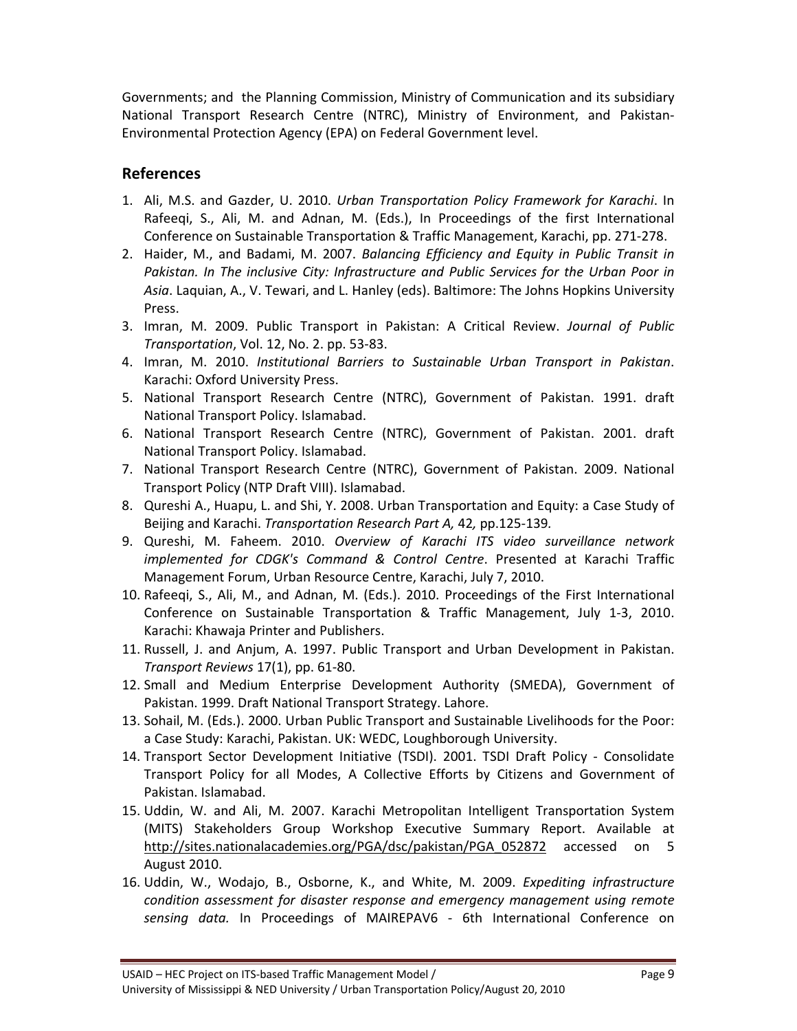Governments; and the Planning Commission, Ministry of Communication and its subsidiary National Transport Research Centre (NTRC), Ministry of Environment, and Pakistan-Environmental Protection Agency (EPA) on Federal Government level.

## References

1. Ali, M.S. and Gazder, U. 2010. *Urban Transportation Policy Framework for Karachi*. In Rafeeqi, S., Ali, M. and Adnan, M. (Eds.), In Proceedings of the first International Conference on Sustainable Transportation & Traffic Management, Karachi, pp. 271-278.
2. Haider, M., and Badami, M. 2007. *Balancing Efficiency and Equity in Public Transit in Pakistan. In The inclusive City: Infrastructure and Public Services for the Urban Poor in Asia*. Laquian, A., V. Tewari, and L. Hanley (eds). Baltimore: The Johns Hopkins University Press.
3. Imran, M. 2009. Public Transport in Pakistan: A Critical Review. *Journal of Public Transportation*, Vol. 12, No. 2. pp. 53-83.
4. Imran, M. 2010. *Institutional Barriers to Sustainable Urban Transport in Pakistan*. Karachi: Oxford University Press.
5. National Transport Research Centre (NTRC), Government of Pakistan. 1991. draft National Transport Policy. Islamabad.
6. National Transport Research Centre (NTRC), Government of Pakistan. 2001. draft National Transport Policy. Islamabad.
7. National Transport Research Centre (NTRC), Government of Pakistan. 2009. National Transport Policy (NTP Draft VIII). Islamabad.
8. Qureshi A., Huapu, L. and Shi, Y. 2008. Urban Transportation and Equity: a Case Study of Beijing and Karachi. *Transportation Research Part A,* 42*,* pp.125-139*.*
9. Qureshi, M. Faheem. 2010. *Overview of Karachi ITS video surveillance network implemented for CDGK's Command & Control Centre*. Presented at Karachi Traffic Management Forum, Urban Resource Centre, Karachi, July 7, 2010.
10. Rafeeqi, S., Ali, M., and Adnan, M. (Eds.). 2010. Proceedings of the First International Conference on Sustainable Transportation & Traffic Management, July 1-3, 2010. Karachi: Khawaja Printer and Publishers.
11. Russell, J. and Anjum, A. 1997. Public Transport and Urban Development in Pakistan. *Transport Reviews* 17(1), pp. 61-80.
12. Small and Medium Enterprise Development Authority (SMEDA), Government of Pakistan. 1999. Draft National Transport Strategy. Lahore.
13. Sohail, M. (Eds.). 2000. Urban Public Transport and Sustainable Livelihoods for the Poor: a Case Study: Karachi, Pakistan. UK: WEDC, Loughborough University.
14. Transport Sector Development Initiative (TSDI). 2001. TSDI Draft Policy - Consolidate Transport Policy for all Modes, A Collective Efforts by Citizens and Government of Pakistan. Islamabad.
15. Uddin, W. and Ali, M. 2007. Karachi Metropolitan Intelligent Transportation System (MITS) Stakeholders Group Workshop Executive Summary Report. Available at http://sites.nationalacademies.org/PGA/dsc/pakistan/PGA_052872 accessed on 5 August 2010.
16. Uddin, W., Wodajo, B., Osborne, K., and White, M. 2009. *Expediting infrastructure condition assessment for disaster response and emergency management using remote sensing data.* In Proceedings of MAIREPAV6 - 6th International Conference on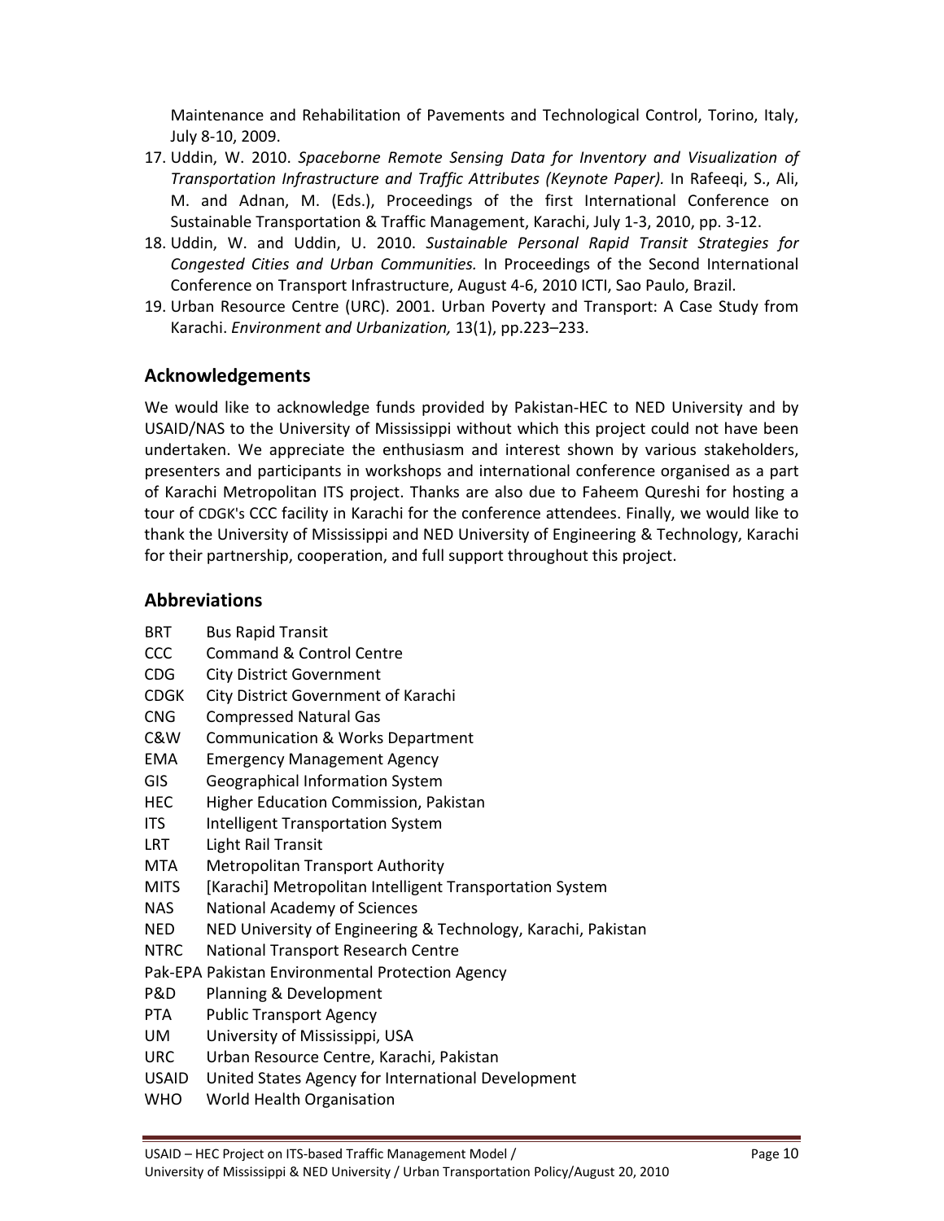Maintenance and Rehabilitation of Pavements and Technological Control, Torino, Italy, July 8-10, 2009.

17. Uddin, W. 2010. *Spaceborne Remote Sensing Data for Inventory and Visualization of Transportation Infrastructure and Traffic Attributes (Keynote Paper).* In Rafeeqi, S., Ali, M. and Adnan, M. (Eds.), Proceedings of the first International Conference on Sustainable Transportation & Traffic Management, Karachi, July 1-3, 2010, pp. 3-12.
18. Uddin, W. and Uddin, U. 2010. *Sustainable Personal Rapid Transit Strategies for Congested Cities and Urban Communities.* In Proceedings of the Second International Conference on Transport Infrastructure, August 4-6, 2010 ICTI, Sao Paulo, Brazil.
19. Urban Resource Centre (URC). 2001. Urban Poverty and Transport: A Case Study from Karachi. *Environment and Urbanization,* 13(1), pp.223–233.

## Acknowledgements

We would like to acknowledge funds provided by Pakistan-HEC to NED University and by USAID/NAS to the University of Mississippi without which this project could not have been undertaken. We appreciate the enthusiasm and interest shown by various stakeholders, presenters and participants in workshops and international conference organised as a part of Karachi Metropolitan ITS project. Thanks are also due to Faheem Qureshi for hosting a tour of CDGK's CCC facility in Karachi for the conference attendees. Finally, we would like to thank the University of Mississippi and NED University of Engineering & Technology, Karachi for their partnership, cooperation, and full support throughout this project.

## Abbreviations

| | |
|---|---|
| BRT | Bus Rapid Transit |
| CCC | Command & Control Centre |
| CDG | City District Government |
| CDGK | City District Government of Karachi |
| CNG | Compressed Natural Gas |
| C&W | Communication & Works Department |
| EMA | Emergency Management Agency |
| GIS | Geographical Information System |
| HEC | Higher Education Commission, Pakistan |
| ITS | Intelligent Transportation System |
| LRT | Light Rail Transit |
| MTA | Metropolitan Transport Authority |
| MITS | [Karachi] Metropolitan Intelligent Transportation System |
| NAS | National Academy of Sciences |
| NED | NED University of Engineering & Technology, Karachi, Pakistan |
| NTRC | National Transport Research Centre |
| Pak-EPA | Pakistan Environmental Protection Agency |
| P&D | Planning & Development |
| PTA | Public Transport Agency |
| UM | University of Mississippi, USA |
| URC | Urban Resource Centre, Karachi, Pakistan |
| USAID | United States Agency for International Development |
| WHO | World Health Organisation |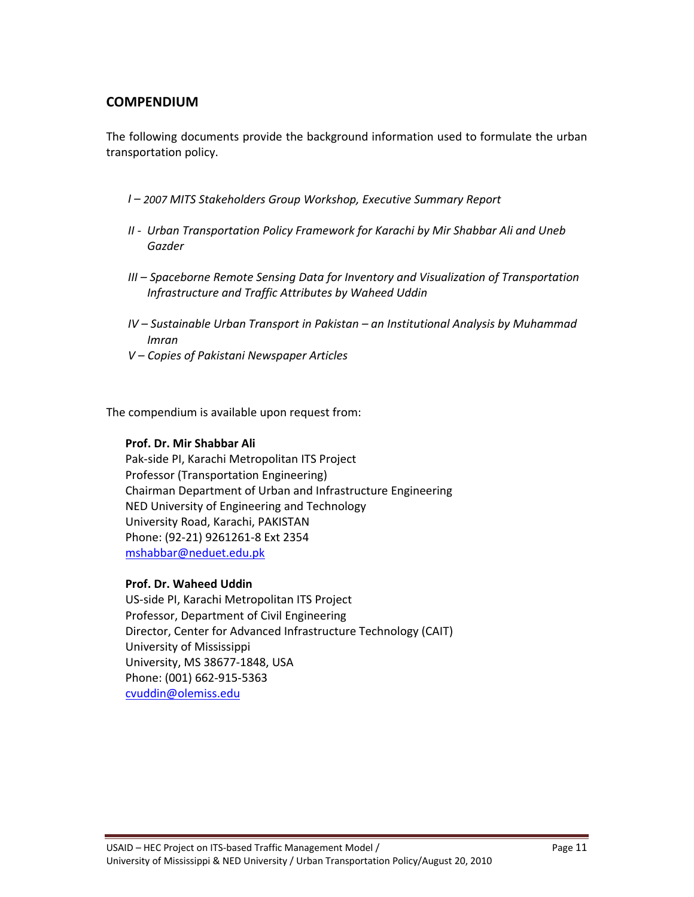## COMPENDIUM

The following documents provide the background information used to formulate the urban transportation policy.

- *I – 2007 MITS Stakeholders Group Workshop, Executive Summary Report*
- *II - Urban Transportation Policy Framework for Karachi by Mir Shabbar Ali and Uneb Gazder*
- *III – Spaceborne Remote Sensing Data for Inventory and Visualization of Transportation Infrastructure and Traffic Attributes by Waheed Uddin*
- *IV – Sustainable Urban Transport in Pakistan – an Institutional Analysis by Muhammad Imran*
- *V – Copies of Pakistani Newspaper Articles*

The compendium is available upon request from:

**Prof. Dr. Mir Shabbar Ali**
Pak-side PI, Karachi Metropolitan ITS Project
Professor (Transportation Engineering)
Chairman Department of Urban and Infrastructure Engineering
NED University of Engineering and Technology
University Road, Karachi, PAKISTAN
Phone: (92-21) 9261261-8 Ext 2354
mshabbar@neduet.edu.pk

**Prof. Dr. Waheed Uddin**
US-side PI, Karachi Metropolitan ITS Project
Professor, Department of Civil Engineering
Director, Center for Advanced Infrastructure Technology (CAIT)
University of Mississippi
University, MS 38677-1848, USA
Phone: (001) 662-915-5363
cvuddin@olemiss.edu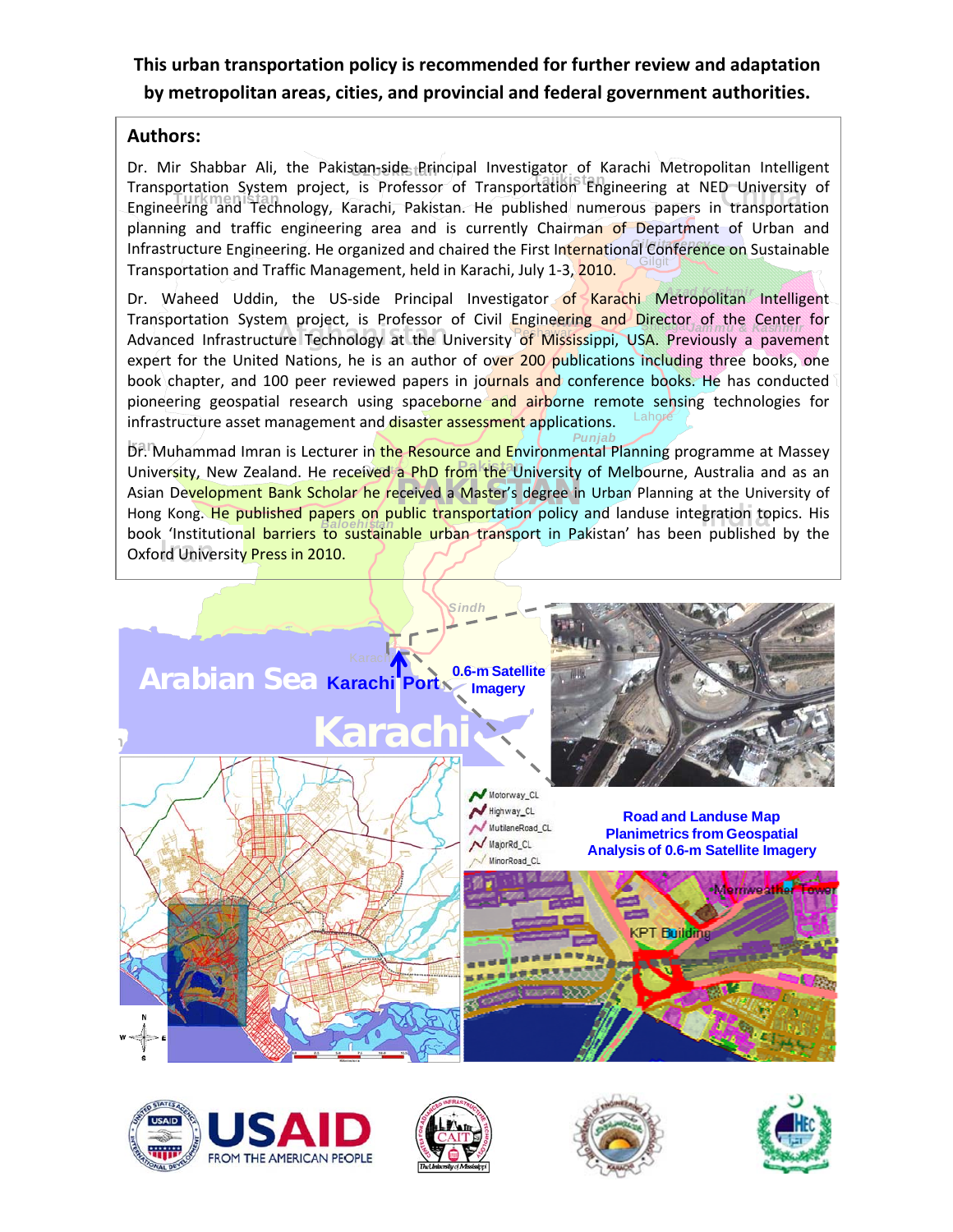**This urban transportation policy is recommended for further review and adaptation by metropolitan areas, cities, and provincial and federal government authorities.**

## Authors:

Dr. Mir Shabbar Ali, the Pakistan-side Principal Investigator of Karachi Metropolitan Intelligent Transportation System project, is Professor of Transportation Engineering at NED University of Engineering and Technology, Karachi, Pakistan. He published numerous papers in transportation planning and traffic engineering area and is currently Chairman of Department of Urban and Infrastructure Engineering. He organized and chaired the First International Conference on Sustainable Transportation and Traffic Management, held in Karachi, July 1-3, 2010.

Dr. Waheed Uddin, the US-side Principal Investigator of Karachi Metropolitan Intelligent Transportation System project, is Professor of Civil Engineering and Director of the Center for Advanced Infrastructure Technology at the University of Mississippi, USA. Previously a pavement expert for the United Nations, he is an author of over 200 publications including three books, one book chapter, and 100 peer reviewed papers in journals and conference books. He has conducted pioneering geospatial research using spaceborne and airborne remote sensing technologies for infrastructure asset management and disaster assessment applications.

Dr. Muhammad Imran is Lecturer in the Resource and Environmental Planning programme at Massey University, New Zealand. He received a PhD from the University of Melbourne, Australia and as an Asian Development Bank Scholar he received a Master's degree in Urban Planning at the University of Hong Kong. He published papers on public transportation policy and landuse integration topics. His book 'Institutional barriers to sustainable urban transport in Pakistan' has been published by the Oxford University Press in 2010.

Arabian Sea

Karachi Port

Karachi

0.6-m Satellite Imagery

Road and Landuse Map Planimetrics from Geospatial Analysis of 0.6-m Satellite Imagery

Motorway_CL
Highway_CL
MutilaneRoad_CL
MajorRd_CL
MinorRoad_CL

Merriweather Tower

KPT Building

USAID FROM THE AMERICAN PEOPLE